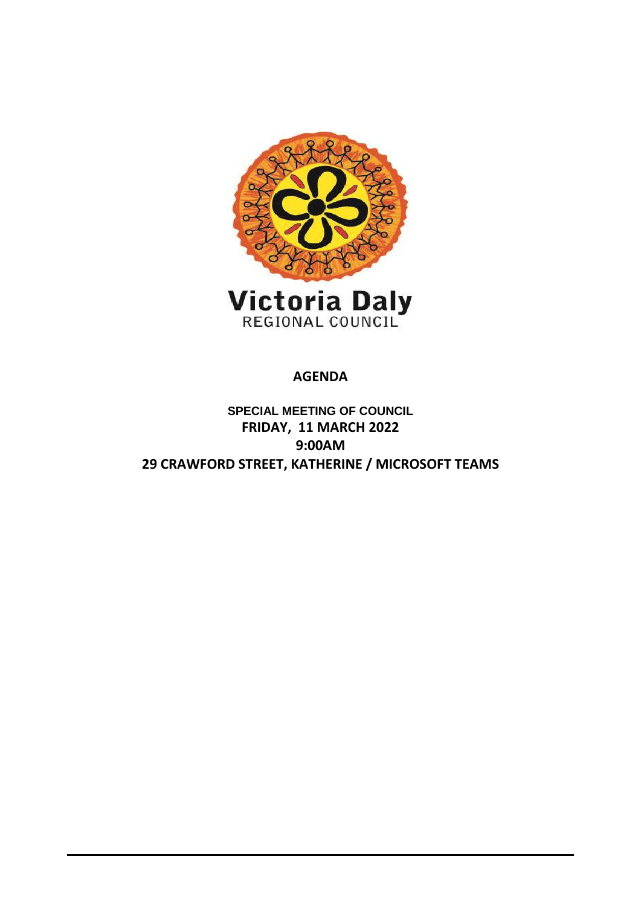Victoria Daly
REGIONAL COUNCIL

# AGENDA

**SPECIAL MEETING OF COUNCIL**
**FRIDAY, 11 MARCH 2022**
**9:00AM**
**29 CRAWFORD STREET, KATHERINE / MICROSOFT TEAMS**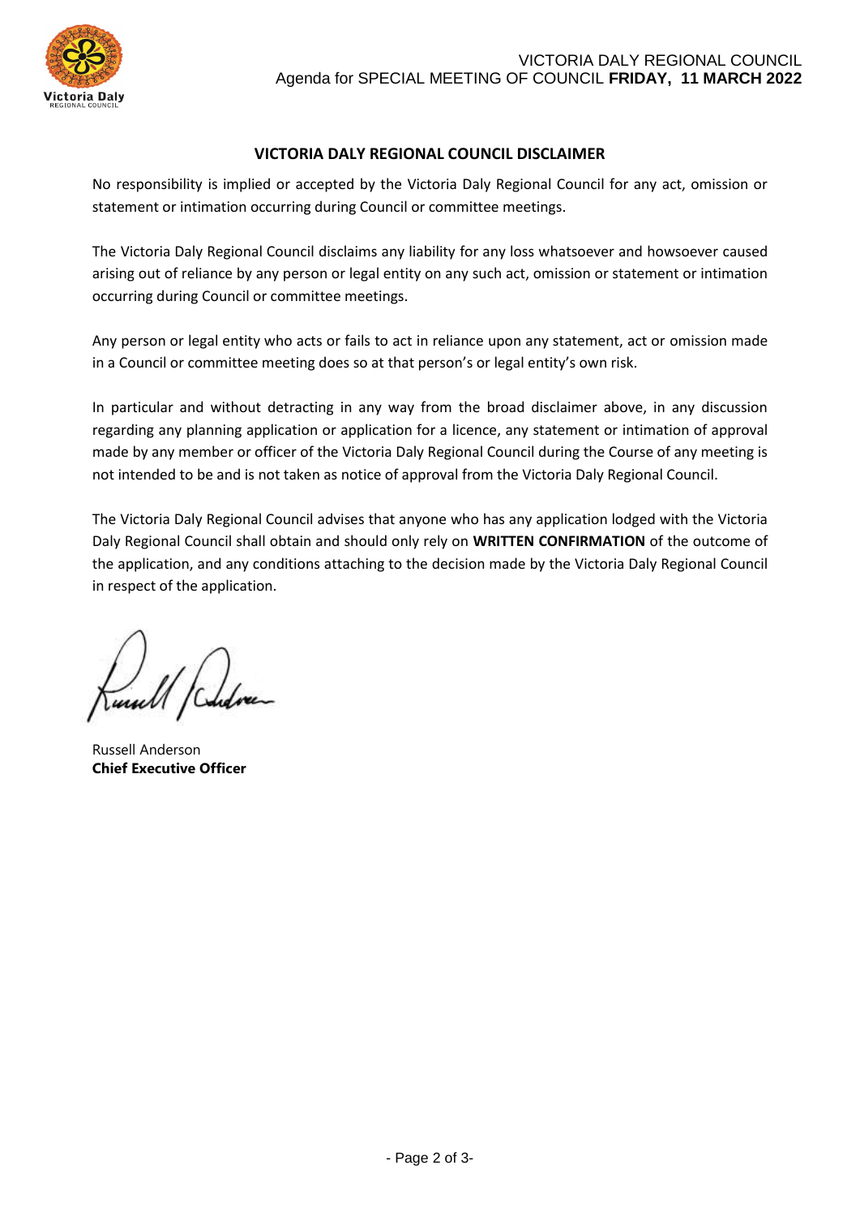## VICTORIA DALY REGIONAL COUNCIL DISCLAIMER

No responsibility is implied or accepted by the Victoria Daly Regional Council for any act, omission or statement or intimation occurring during Council or committee meetings.

The Victoria Daly Regional Council disclaims any liability for any loss whatsoever and howsoever caused arising out of reliance by any person or legal entity on any such act, omission or statement or intimation occurring during Council or committee meetings.

Any person or legal entity who acts or fails to act in reliance upon any statement, act or omission made in a Council or committee meeting does so at that person's or legal entity's own risk.

In particular and without detracting in any way from the broad disclaimer above, in any discussion regarding any planning application or application for a licence, any statement or intimation of approval made by any member or officer of the Victoria Daly Regional Council during the Course of any meeting is not intended to be and is not taken as notice of approval from the Victoria Daly Regional Council.

The Victoria Daly Regional Council advises that anyone who has any application lodged with the Victoria Daly Regional Council shall obtain and should only rely on **WRITTEN CONFIRMATION** of the outcome of the application, and any conditions attaching to the decision made by the Victoria Daly Regional Council in respect of the application.

Russell Anderson
**Chief Executive Officer**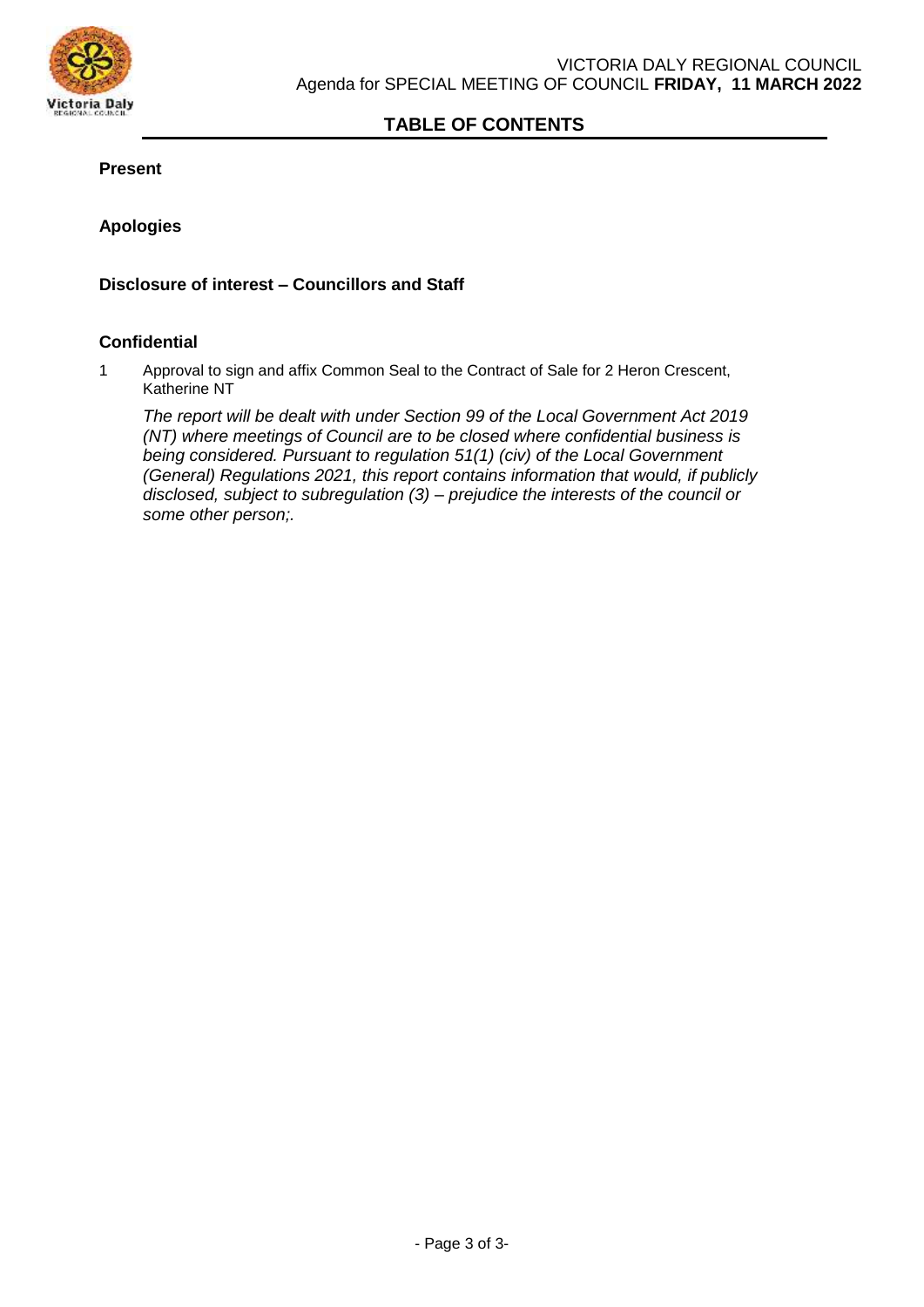## TABLE OF CONTENTS

**Present**

**Apologies**

**Disclosure of interest – Councillors and Staff**

**Confidential**

1 Approval to sign and affix Common Seal to the Contract of Sale for 2 Heron Crescent, Katherine NT

*The report will be dealt with under Section 99 of the Local Government Act 2019 (NT) where meetings of Council are to be closed where confidential business is being considered. Pursuant to regulation 51(1) (civ) of the Local Government (General) Regulations 2021, this report contains information that would, if publicly disclosed, subject to subregulation (3) – prejudice the interests of the council or some other person;.*